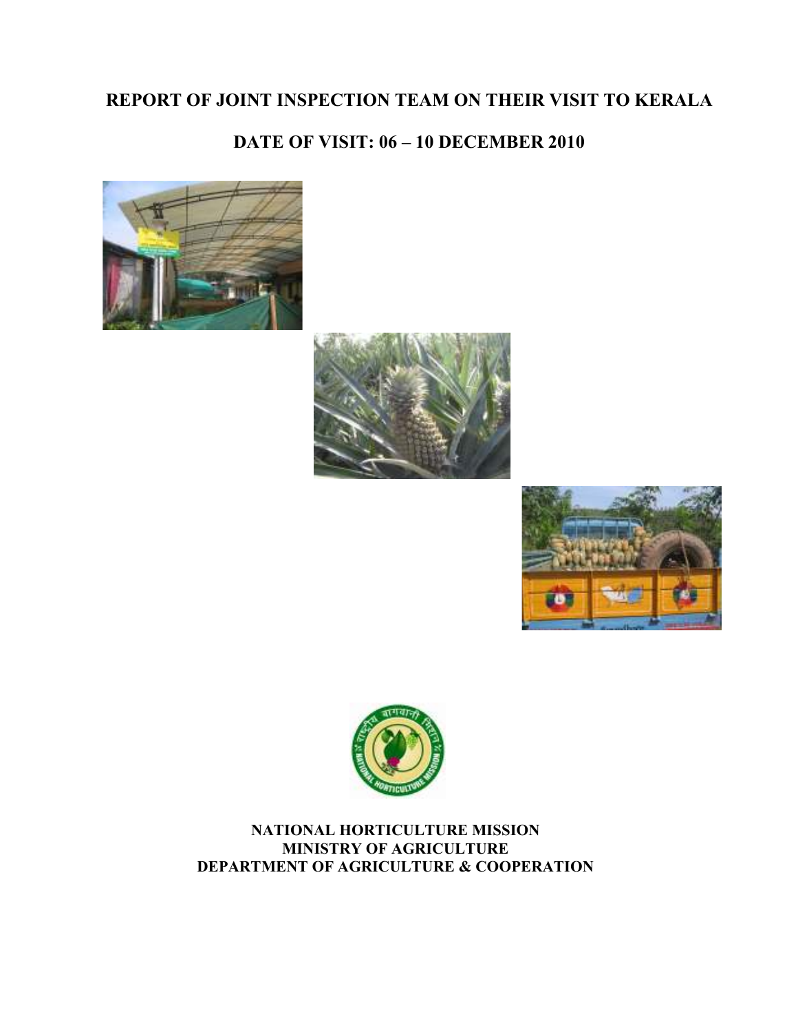# REPORT OF JOINT INSPECTION TEAM ON THEIR VISIT TO KERALA

## DATE OF VISIT: 06 – 10 DECEMBER 2010

**NATIONAL HORTICULTURE MISSION**
**MINISTRY OF AGRICULTURE**
**DEPARTMENT OF AGRICULTURE & COOPERATION**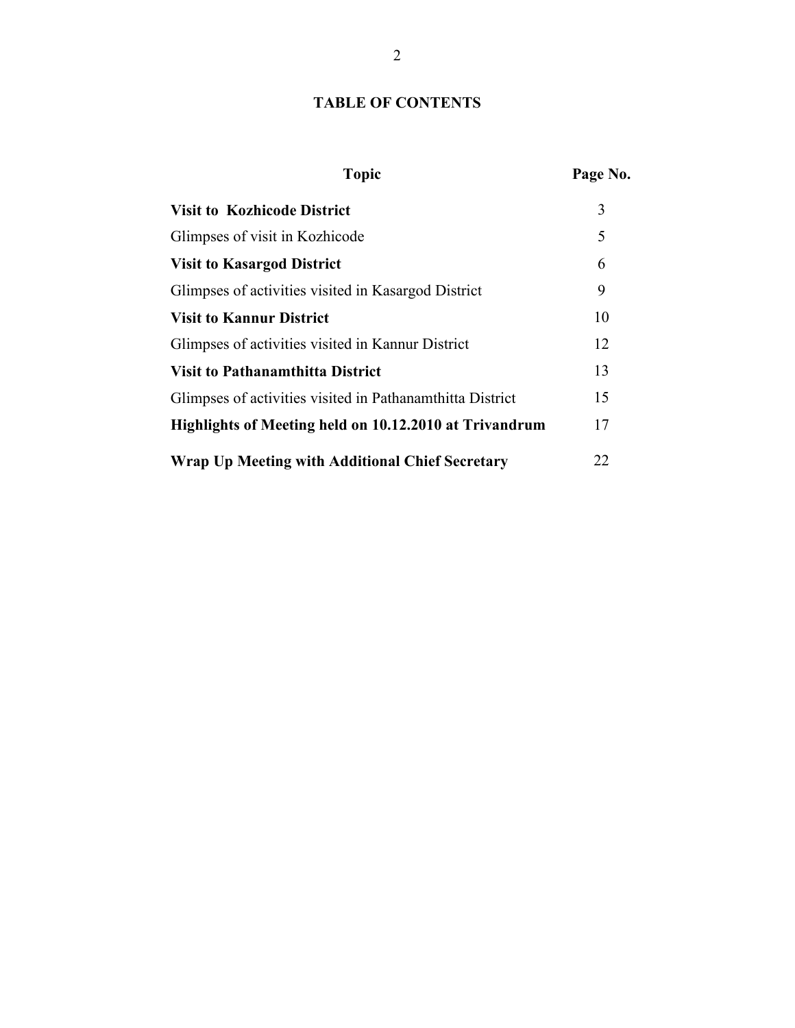# TABLE OF CONTENTS

| Topic | Page No. |
|---|---|
| **Visit to Kozhicode District** | 3 |
| Glimpses of visit in Kozhicode | 5 |
| **Visit to Kasargod District** | 6 |
| Glimpses of activities visited in Kasargod District | 9 |
| **Visit to Kannur District** | 10 |
| Glimpses of activities visited in Kannur District | 12 |
| **Visit to Pathanamthitta District** | 13 |
| Glimpses of activities visited in Pathanamthitta District | 15 |
| **Highlights of Meeting held on 10.12.2010 at Trivandrum** | 17 |
| **Wrap Up Meeting with Additional Chief Secretary** | 22 |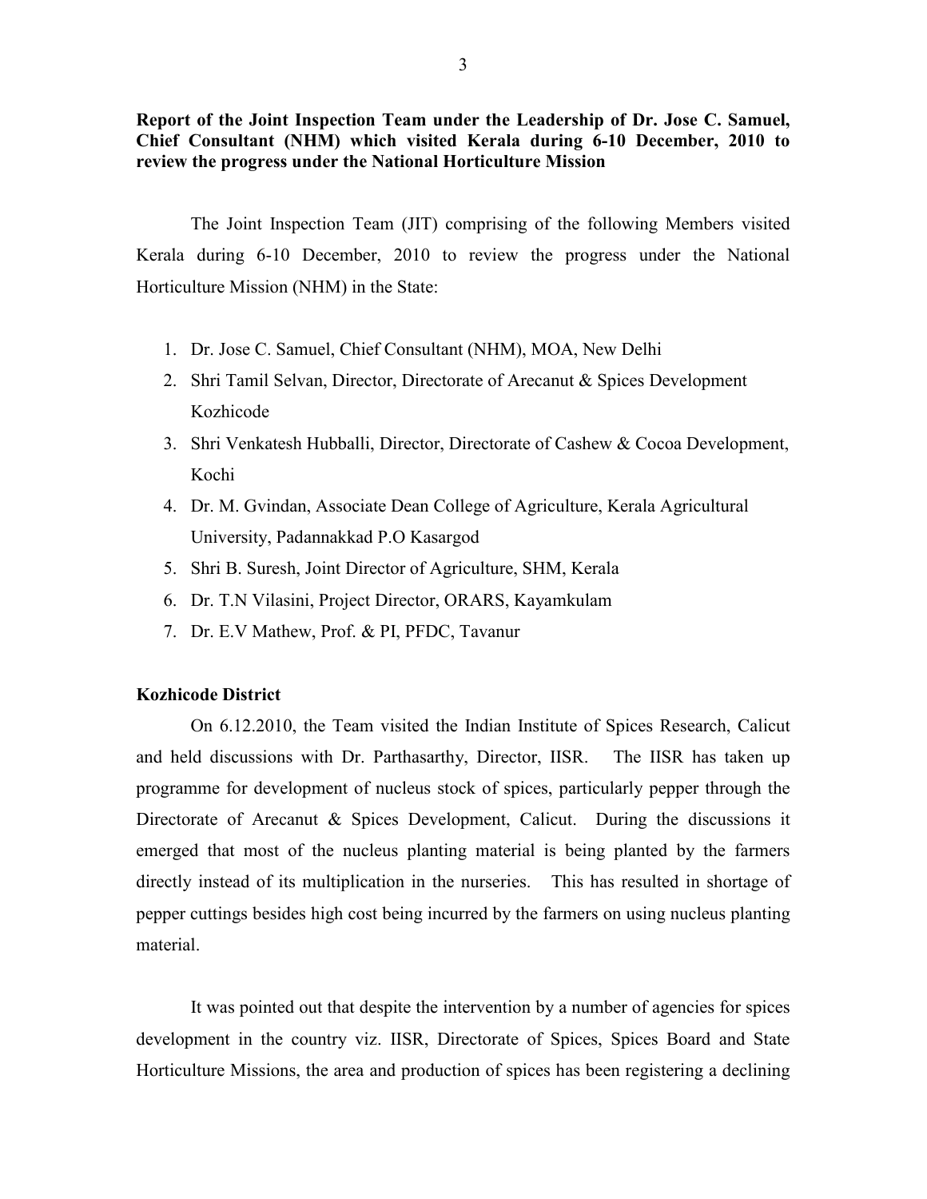**Report of the Joint Inspection Team under the Leadership of Dr. Jose C. Samuel, Chief Consultant (NHM) which visited Kerala during 6-10 December, 2010 to review the progress under the National Horticulture Mission**

The Joint Inspection Team (JIT) comprising of the following Members visited Kerala during 6-10 December, 2010 to review the progress under the National Horticulture Mission (NHM) in the State:

1. Dr. Jose C. Samuel, Chief Consultant (NHM), MOA, New Delhi
2. Shri Tamil Selvan, Director, Directorate of Arecanut & Spices Development Kozhicode
3. Shri Venkatesh Hubballi, Director, Directorate of Cashew & Cocoa Development, Kochi
4. Dr. M. Gvindan, Associate Dean College of Agriculture, Kerala Agricultural University, Padannakkad P.O Kasargod
5. Shri B. Suresh, Joint Director of Agriculture, SHM, Kerala
6. Dr. T.N Vilasini, Project Director, ORARS, Kayamkulam
7. Dr. E.V Mathew, Prof. & PI, PFDC, Tavanur

**Kozhicode District**

On 6.12.2010, the Team visited the Indian Institute of Spices Research, Calicut and held discussions with Dr. Parthasarthy, Director, IISR. The IISR has taken up programme for development of nucleus stock of spices, particularly pepper through the Directorate of Arecanut & Spices Development, Calicut. During the discussions it emerged that most of the nucleus planting material is being planted by the farmers directly instead of its multiplication in the nurseries. This has resulted in shortage of pepper cuttings besides high cost being incurred by the farmers on using nucleus planting material.

It was pointed out that despite the intervention by a number of agencies for spices development in the country viz. IISR, Directorate of Spices, Spices Board and State Horticulture Missions, the area and production of spices has been registering a declining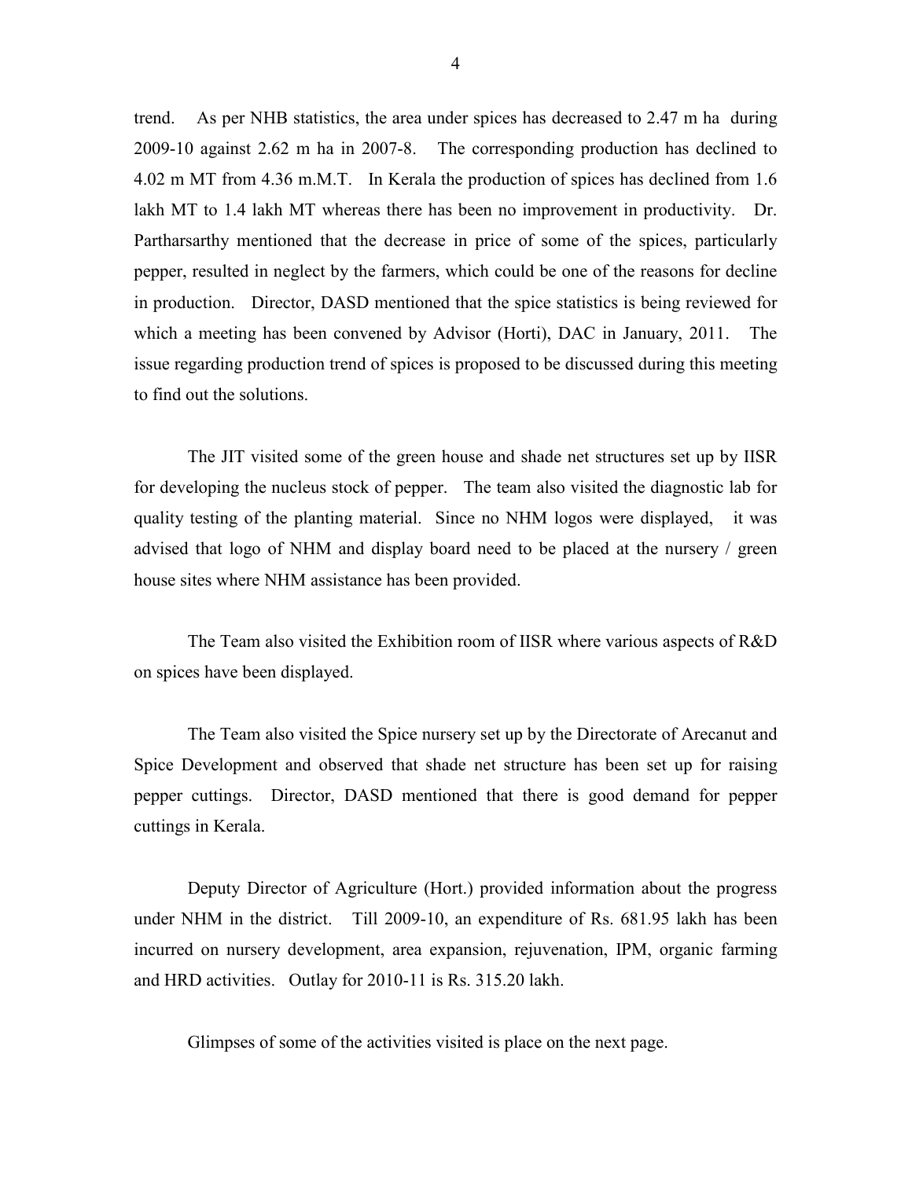trend. As per NHB statistics, the area under spices has decreased to 2.47 m ha during 2009-10 against 2.62 m ha in 2007-8. The corresponding production has declined to 4.02 m MT from 4.36 m.M.T. In Kerala the production of spices has declined from 1.6 lakh MT to 1.4 lakh MT whereas there has been no improvement in productivity. Dr. Partharsarthy mentioned that the decrease in price of some of the spices, particularly pepper, resulted in neglect by the farmers, which could be one of the reasons for decline in production. Director, DASD mentioned that the spice statistics is being reviewed for which a meeting has been convened by Advisor (Horti), DAC in January, 2011. The issue regarding production trend of spices is proposed to be discussed during this meeting to find out the solutions.

The JIT visited some of the green house and shade net structures set up by IISR for developing the nucleus stock of pepper. The team also visited the diagnostic lab for quality testing of the planting material. Since no NHM logos were displayed, it was advised that logo of NHM and display board need to be placed at the nursery / green house sites where NHM assistance has been provided.

The Team also visited the Exhibition room of IISR where various aspects of R&D on spices have been displayed.

The Team also visited the Spice nursery set up by the Directorate of Arecanut and Spice Development and observed that shade net structure has been set up for raising pepper cuttings. Director, DASD mentioned that there is good demand for pepper cuttings in Kerala.

Deputy Director of Agriculture (Hort.) provided information about the progress under NHM in the district. Till 2009-10, an expenditure of Rs. 681.95 lakh has been incurred on nursery development, area expansion, rejuvenation, IPM, organic farming and HRD activities. Outlay for 2010-11 is Rs. 315.20 lakh.

Glimpses of some of the activities visited is place on the next page.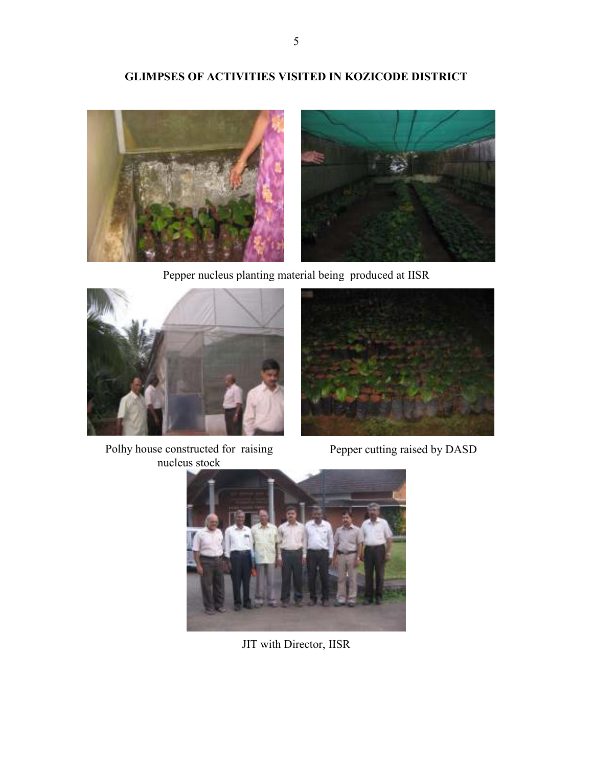## GLIMPSES OF ACTIVITIES VISITED IN KOZICODE DISTRICT

Pepper nucleus planting material being produced at IISR

Polhy house constructed for raising nucleus stock

Pepper cutting raised by DASD

JIT with Director, IISR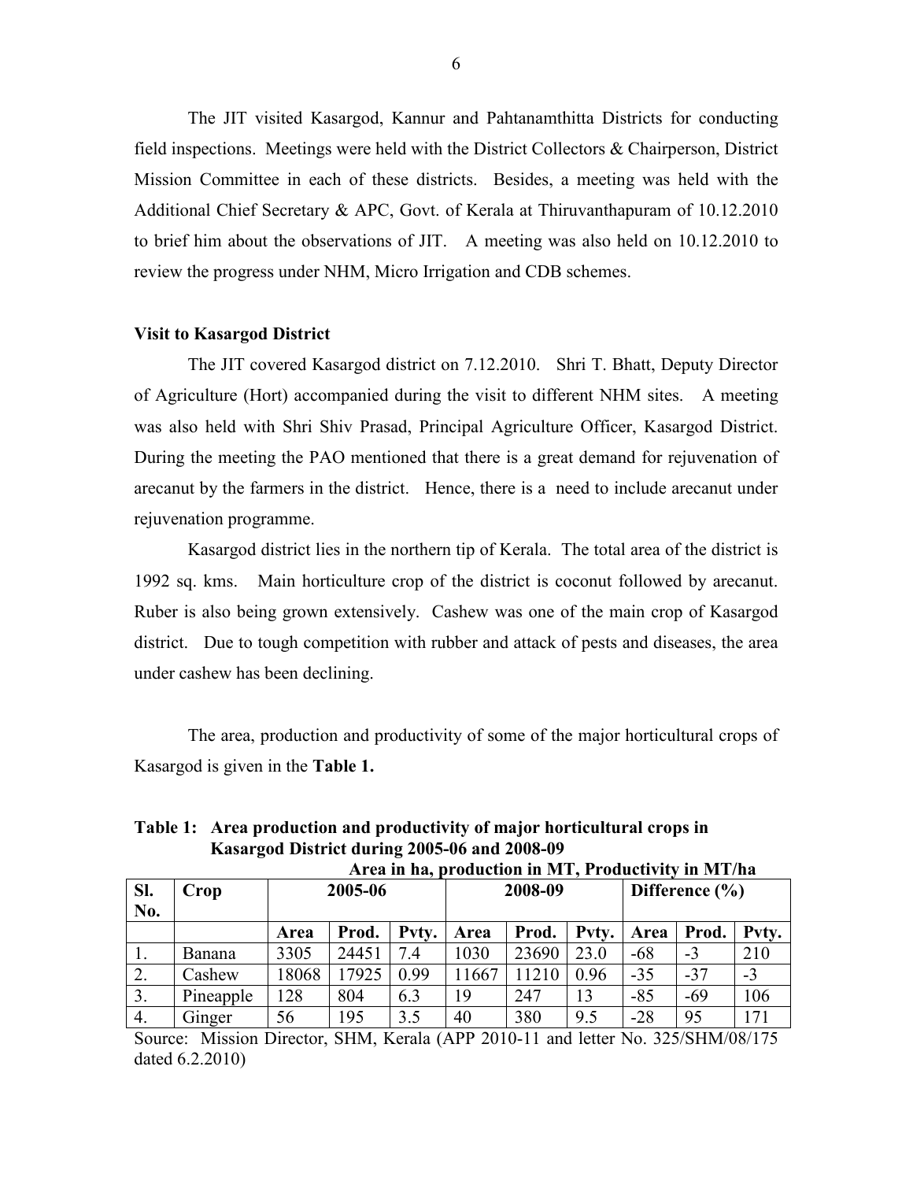The JIT visited Kasargod, Kannur and Pahtanamthitta Districts for conducting field inspections. Meetings were held with the District Collectors & Chairperson, District Mission Committee in each of these districts. Besides, a meeting was held with the Additional Chief Secretary & APC, Govt. of Kerala at Thiruvanthapuram of 10.12.2010 to brief him about the observations of JIT. A meeting was also held on 10.12.2010 to review the progress under NHM, Micro Irrigation and CDB schemes.

**Visit to Kasargod District**

The JIT covered Kasargod district on 7.12.2010. Shri T. Bhatt, Deputy Director of Agriculture (Hort) accompanied during the visit to different NHM sites. A meeting was also held with Shri Shiv Prasad, Principal Agriculture Officer, Kasargod District. During the meeting the PAO mentioned that there is a great demand for rejuvenation of arecanut by the farmers in the district. Hence, there is a need to include arecanut under rejuvenation programme.

Kasargod district lies in the northern tip of Kerala. The total area of the district is 1992 sq. kms. Main horticulture crop of the district is coconut followed by arecanut. Ruber is also being grown extensively. Cashew was one of the main crop of Kasargod district. Due to tough competition with rubber and attack of pests and diseases, the area under cashew has been declining.

The area, production and productivity of some of the major horticultural crops of Kasargod is given in the **Table 1.**

**Table 1: Area production and productivity of major horticultural crops in Kasargod District during 2005-06 and 2008-09**

**Area in ha, production in MT, Productivity in MT/ha**

| Sl. No. | Crop | 2005-06 | | | 2008-09 | | | Difference (%) | | |
|---|---|---|---|---|---|---|---|---|---|---|
| | | **Area** | **Prod.** | **Pvty.** | **Area** | **Prod.** | **Pvty.** | **Area** | **Prod.** | **Pvty.** |
| 1. | Banana | 3305 | 24451 | 7.4 | 1030 | 23690 | 23.0 | -68 | -3 | 210 |
| 2. | Cashew | 18068 | 17925 | 0.99 | 11667 | 11210 | 0.96 | -35 | -37 | -3 |
| 3. | Pineapple | 128 | 804 | 6.3 | 19 | 247 | 13 | -85 | -69 | 106 |
| 4. | Ginger | 56 | 195 | 3.5 | 40 | 380 | 9.5 | -28 | 95 | 171 |

Source: Mission Director, SHM, Kerala (APP 2010-11 and letter No. 325/SHM/08/175 dated 6.2.2010)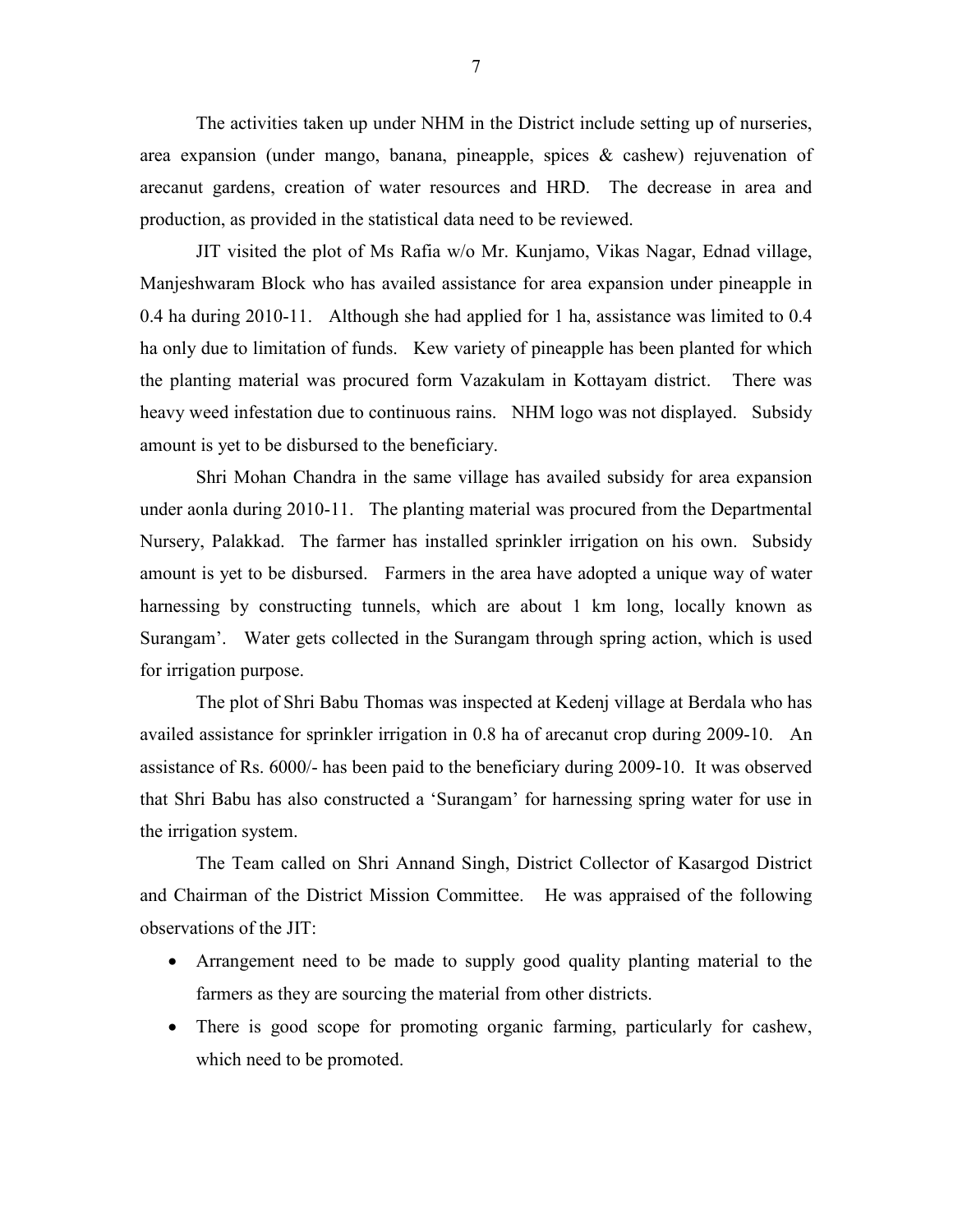The activities taken up under NHM in the District include setting up of nurseries, area expansion (under mango, banana, pineapple, spices & cashew) rejuvenation of arecanut gardens, creation of water resources and HRD. The decrease in area and production, as provided in the statistical data need to be reviewed.

JIT visited the plot of Ms Rafia w/o Mr. Kunjamo, Vikas Nagar, Ednad village, Manjeshwaram Block who has availed assistance for area expansion under pineapple in 0.4 ha during 2010-11. Although she had applied for 1 ha, assistance was limited to 0.4 ha only due to limitation of funds. Kew variety of pineapple has been planted for which the planting material was procured form Vazakulam in Kottayam district. There was heavy weed infestation due to continuous rains. NHM logo was not displayed. Subsidy amount is yet to be disbursed to the beneficiary.

Shri Mohan Chandra in the same village has availed subsidy for area expansion under aonla during 2010-11. The planting material was procured from the Departmental Nursery, Palakkad. The farmer has installed sprinkler irrigation on his own. Subsidy amount is yet to be disbursed. Farmers in the area have adopted a unique way of water harnessing by constructing tunnels, which are about 1 km long, locally known as Surangam'. Water gets collected in the Surangam through spring action, which is used for irrigation purpose.

The plot of Shri Babu Thomas was inspected at Kedenj village at Berdala who has availed assistance for sprinkler irrigation in 0.8 ha of arecanut crop during 2009-10. An assistance of Rs. 6000/- has been paid to the beneficiary during 2009-10. It was observed that Shri Babu has also constructed a 'Surangam' for harnessing spring water for use in the irrigation system.

The Team called on Shri Annand Singh, District Collector of Kasargod District and Chairman of the District Mission Committee. He was appraised of the following observations of the JIT:

- Arrangement need to be made to supply good quality planting material to the farmers as they are sourcing the material from other districts.
- There is good scope for promoting organic farming, particularly for cashew, which need to be promoted.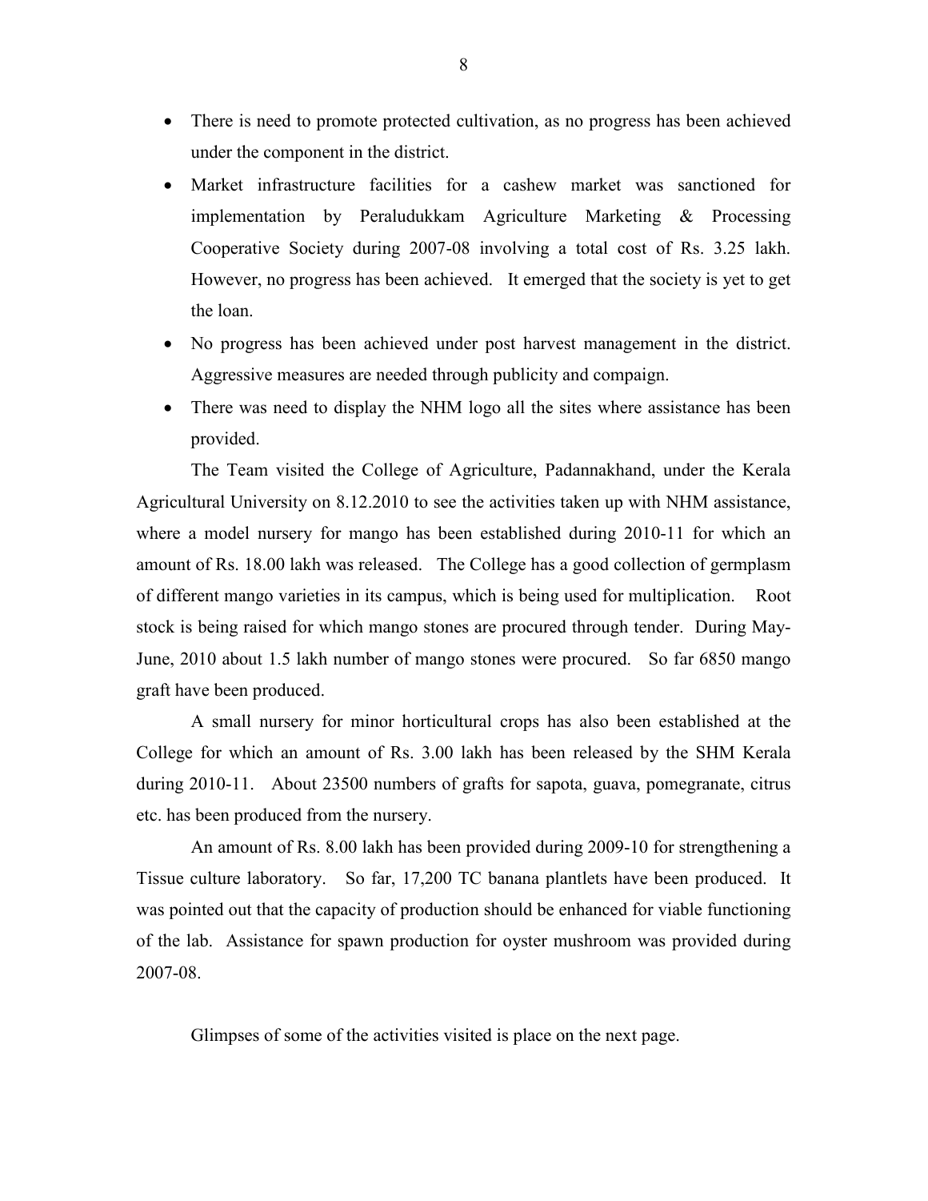- There is need to promote protected cultivation, as no progress has been achieved under the component in the district.
- Market infrastructure facilities for a cashew market was sanctioned for implementation by Peraludukkam Agriculture Marketing & Processing Cooperative Society during 2007-08 involving a total cost of Rs. 3.25 lakh. However, no progress has been achieved. It emerged that the society is yet to get the loan.
- No progress has been achieved under post harvest management in the district. Aggressive measures are needed through publicity and compaign.
- There was need to display the NHM logo all the sites where assistance has been provided.

The Team visited the College of Agriculture, Padannakhand, under the Kerala Agricultural University on 8.12.2010 to see the activities taken up with NHM assistance, where a model nursery for mango has been established during 2010-11 for which an amount of Rs. 18.00 lakh was released. The College has a good collection of germplasm of different mango varieties in its campus, which is being used for multiplication. Root stock is being raised for which mango stones are procured through tender. During May-June, 2010 about 1.5 lakh number of mango stones were procured. So far 6850 mango graft have been produced.

A small nursery for minor horticultural crops has also been established at the College for which an amount of Rs. 3.00 lakh has been released by the SHM Kerala during 2010-11. About 23500 numbers of grafts for sapota, guava, pomegranate, citrus etc. has been produced from the nursery.

An amount of Rs. 8.00 lakh has been provided during 2009-10 for strengthening a Tissue culture laboratory. So far, 17,200 TC banana plantlets have been produced. It was pointed out that the capacity of production should be enhanced for viable functioning of the lab. Assistance for spawn production for oyster mushroom was provided during 2007-08.

Glimpses of some of the activities visited is place on the next page.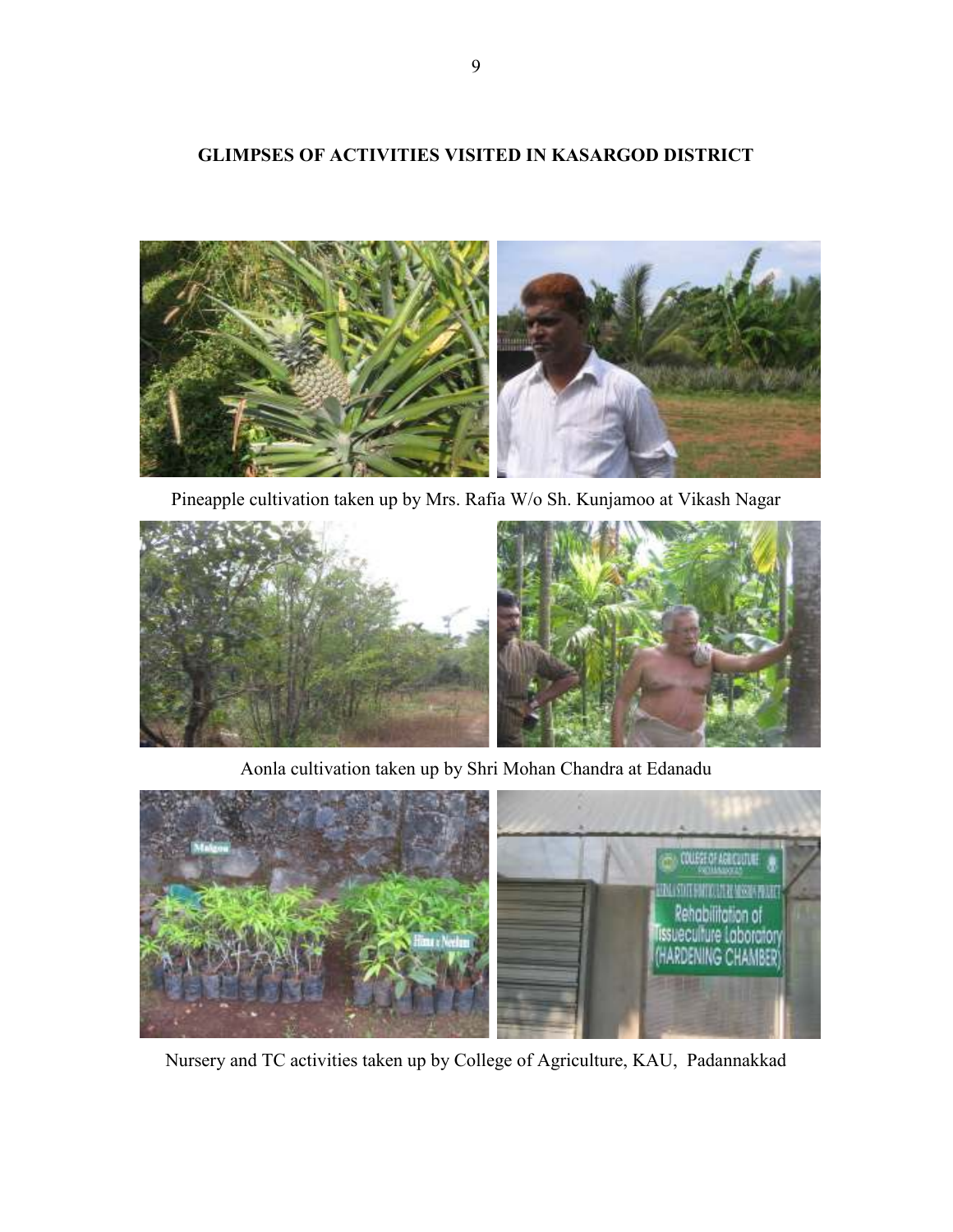## GLIMPSES OF ACTIVITIES VISITED IN KASARGOD DISTRICT

Pineapple cultivation taken up by Mrs. Rafia W/o Sh. Kunjamoo at Vikash Nagar

Aonla cultivation taken up by Shri Mohan Chandra at Edanadu

Nursery and TC activities taken up by College of Agriculture, KAU, Padannakkad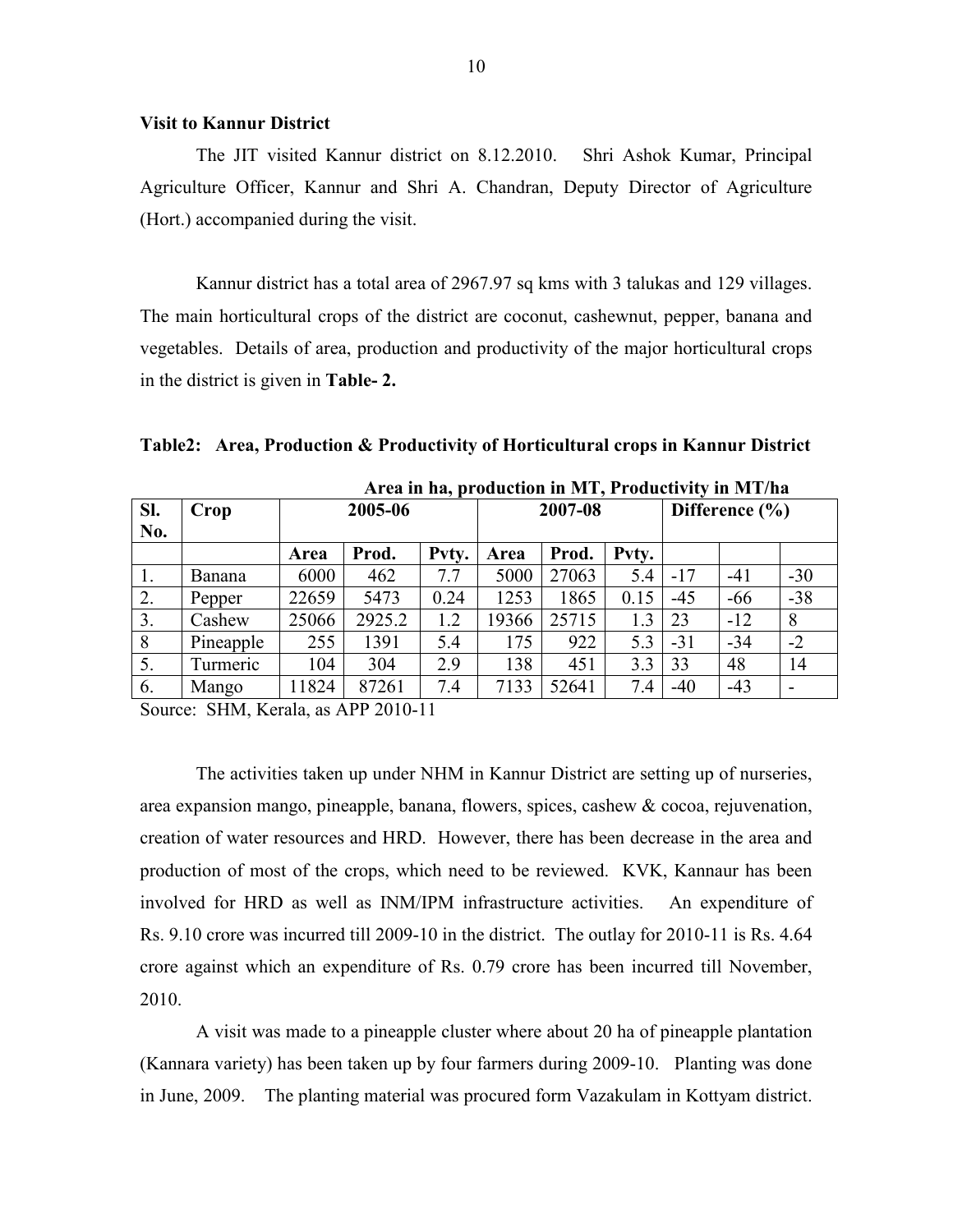**Visit to Kannur District**

The JIT visited Kannur district on 8.12.2010. Shri Ashok Kumar, Principal Agriculture Officer, Kannur and Shri A. Chandran, Deputy Director of Agriculture (Hort.) accompanied during the visit.

Kannur district has a total area of 2967.97 sq kms with 3 talukas and 129 villages. The main horticultural crops of the district are coconut, cashewnut, pepper, banana and vegetables. Details of area, production and productivity of the major horticultural crops in the district is given in **Table- 2.**

**Table2: Area, Production & Productivity of Horticultural crops in Kannur District**

**Area in ha, production in MT, Productivity in MT/ha**

| Sl. No. | Crop | 2005-06 | | | 2007-08 | | | Difference (%) | | |
|---|---|---|---|---|---|---|---|---|---|---|
| | | **Area** | **Prod.** | **Pvty.** | **Area** | **Prod.** | **Pvty.** | | | |
| 1. | Banana | 6000 | 462 | 7.7 | 5000 | 27063 | 5.4 | -17 | -41 | -30 |
| 2. | Pepper | 22659 | 5473 | 0.24 | 1253 | 1865 | 0.15 | -45 | -66 | -38 |
| 3. | Cashew | 25066 | 2925.2 | 1.2 | 19366 | 25715 | 1.3 | 23 | -12 | 8 |
| 8 | Pineapple | 255 | 1391 | 5.4 | 175 | 922 | 5.3 | -31 | -34 | -2 |
| 5. | Turmeric | 104 | 304 | 2.9 | 138 | 451 | 3.3 | 33 | 48 | 14 |
| 6. | Mango | 11824 | 87261 | 7.4 | 7133 | 52641 | 7.4 | -40 | -43 | - |

Source: SHM, Kerala, as APP 2010-11

The activities taken up under NHM in Kannur District are setting up of nurseries, area expansion mango, pineapple, banana, flowers, spices, cashew & cocoa, rejuvenation, creation of water resources and HRD. However, there has been decrease in the area and production of most of the crops, which need to be reviewed. KVK, Kannaur has been involved for HRD as well as INM/IPM infrastructure activities. An expenditure of Rs. 9.10 crore was incurred till 2009-10 in the district. The outlay for 2010-11 is Rs. 4.64 crore against which an expenditure of Rs. 0.79 crore has been incurred till November, 2010.

A visit was made to a pineapple cluster where about 20 ha of pineapple plantation (Kannara variety) has been taken up by four farmers during 2009-10. Planting was done in June, 2009. The planting material was procured form Vazakulam in Kottyam district.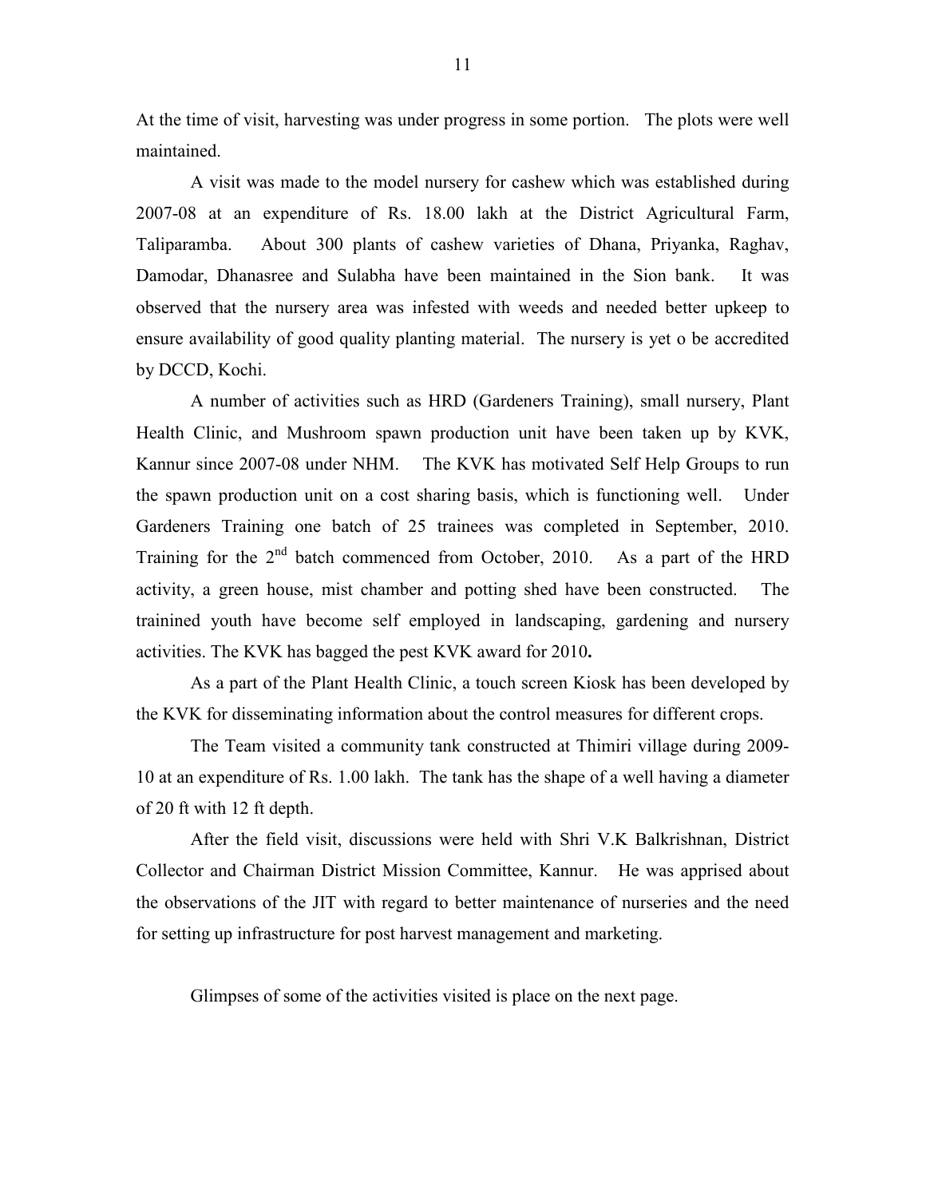At the time of visit, harvesting was under progress in some portion. The plots were well maintained.

A visit was made to the model nursery for cashew which was established during 2007-08 at an expenditure of Rs. 18.00 lakh at the District Agricultural Farm, Taliparamba. About 300 plants of cashew varieties of Dhana, Priyanka, Raghav, Damodar, Dhanasree and Sulabha have been maintained in the Sion bank. It was observed that the nursery area was infested with weeds and needed better upkeep to ensure availability of good quality planting material. The nursery is yet o be accredited by DCCD, Kochi.

A number of activities such as HRD (Gardeners Training), small nursery, Plant Health Clinic, and Mushroom spawn production unit have been taken up by KVK, Kannur since 2007-08 under NHM. The KVK has motivated Self Help Groups to run the spawn production unit on a cost sharing basis, which is functioning well. Under Gardeners Training one batch of 25 trainees was completed in September, 2010. Training for the 2nd batch commenced from October, 2010. As a part of the HRD activity, a green house, mist chamber and potting shed have been constructed. The trainined youth have become self employed in landscaping, gardening and nursery activities. The KVK has bagged the pest KVK award for 2010**.**

As a part of the Plant Health Clinic, a touch screen Kiosk has been developed by the KVK for disseminating information about the control measures for different crops.

The Team visited a community tank constructed at Thimiri village during 2009-10 at an expenditure of Rs. 1.00 lakh. The tank has the shape of a well having a diameter of 20 ft with 12 ft depth.

After the field visit, discussions were held with Shri V.K Balkrishnan, District Collector and Chairman District Mission Committee, Kannur. He was apprised about the observations of the JIT with regard to better maintenance of nurseries and the need for setting up infrastructure for post harvest management and marketing.

Glimpses of some of the activities visited is place on the next page.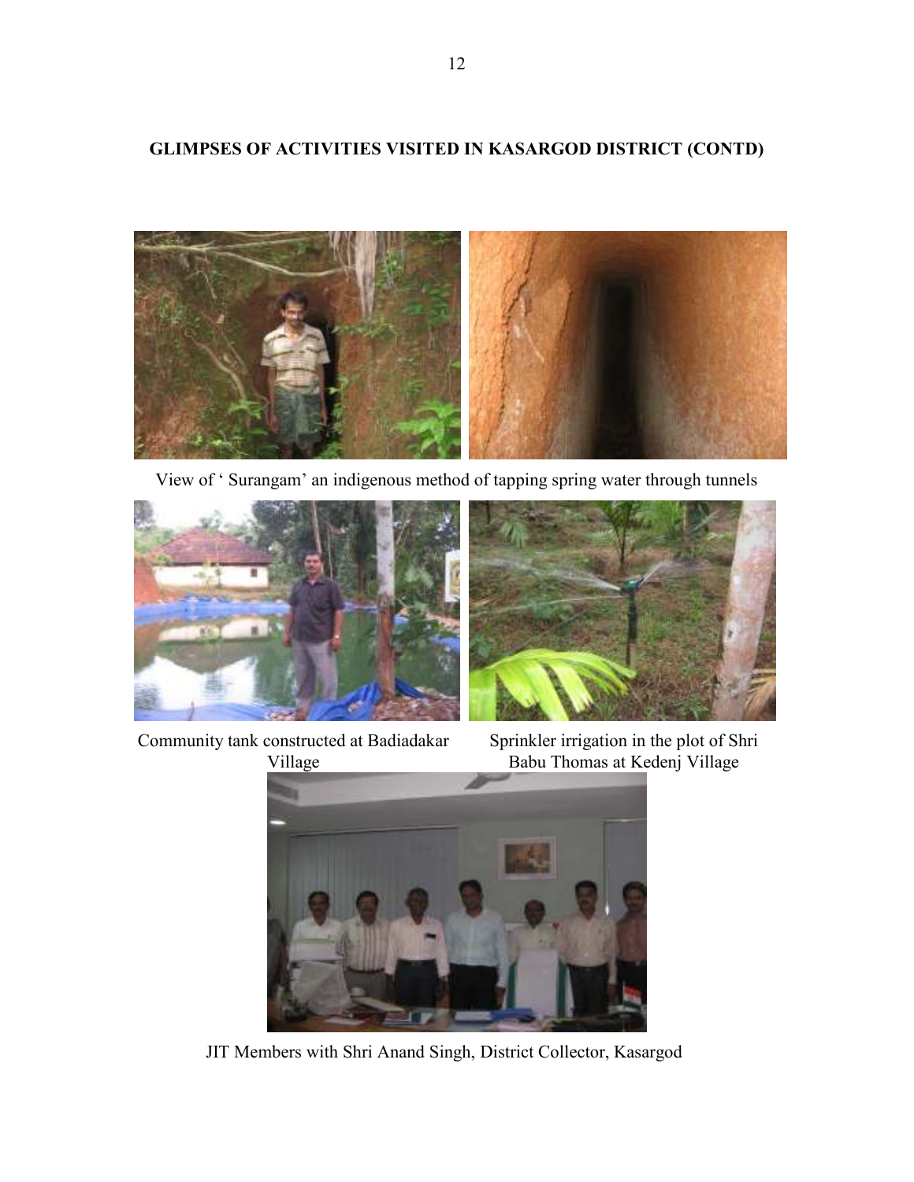**GLIMPSES OF ACTIVITIES VISITED IN KASARGOD DISTRICT (CONTD)**

View of ' Surangam' an indigenous method of tapping spring water through tunnels

Community tank constructed at Badiadakar Village

Sprinkler irrigation in the plot of Shri Babu Thomas at Kedenj Village

JIT Members with Shri Anand Singh, District Collector, Kasargod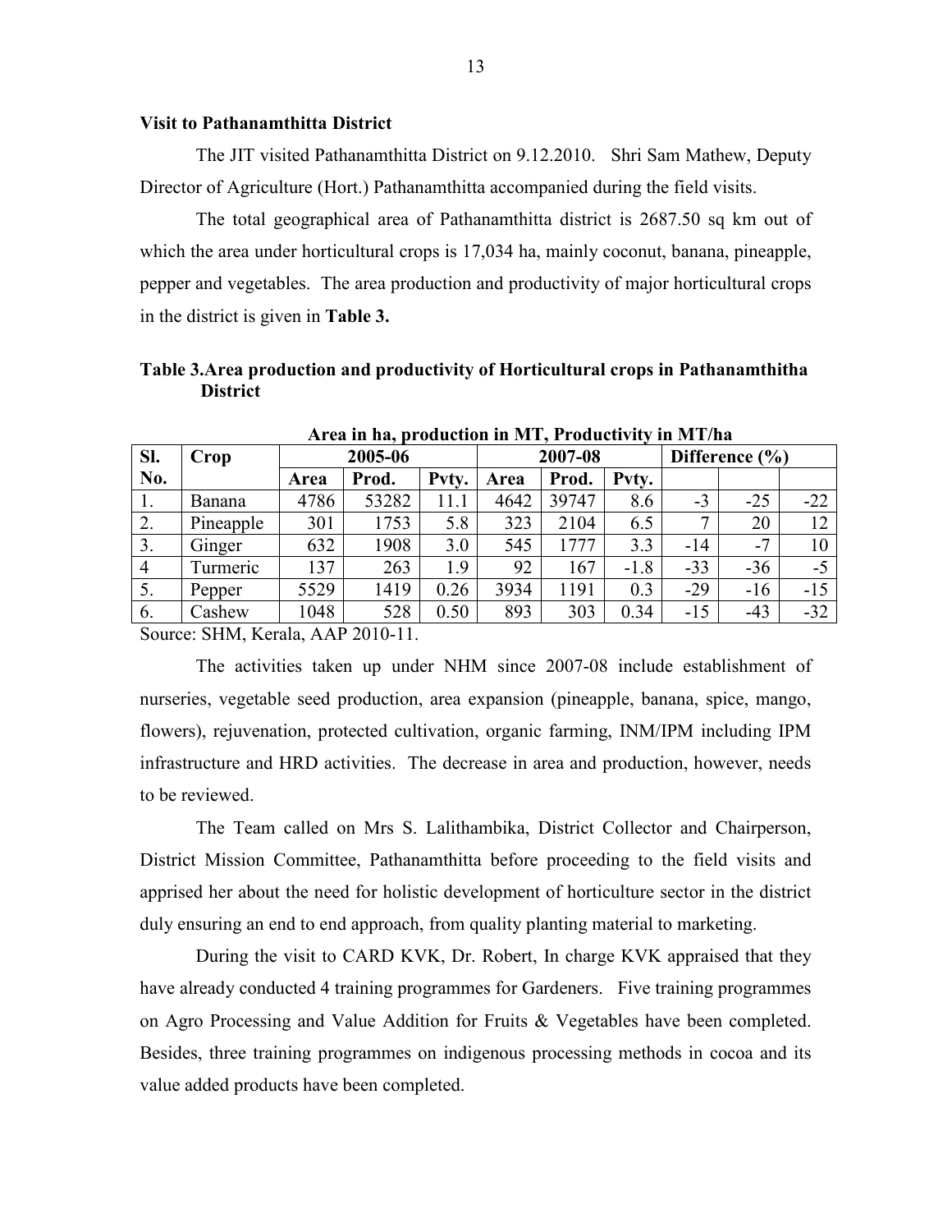**Visit to Pathanamthitta District**

The JIT visited Pathanamthitta District on 9.12.2010. Shri Sam Mathew, Deputy Director of Agriculture (Hort.) Pathanamthitta accompanied during the field visits.

The total geographical area of Pathanamthitta district is 2687.50 sq km out of which the area under horticultural crops is 17,034 ha, mainly coconut, banana, pineapple, pepper and vegetables. The area production and productivity of major horticultural crops in the district is given in **Table 3.**

**Table 3.Area production and productivity of Horticultural crops in Pathanamthitha District**

**Area in ha, production in MT, Productivity in MT/ha**

| Sl. No. | Crop | 2005-06 | | | 2007-08 | | | Difference (%) | | |
|---|---|---|---|---|---|---|---|---|---|---|
| | | Area | Prod. | Pvty. | Area | Prod. | Pvty. | | | |
| 1. | Banana | 4786 | 53282 | 11.1 | 4642 | 39747 | 8.6 | -3 | -25 | -22 |
| 2. | Pineapple | 301 | 1753 | 5.8 | 323 | 2104 | 6.5 | 7 | 20 | 12 |
| 3. | Ginger | 632 | 1908 | 3.0 | 545 | 1777 | 3.3 | -14 | -7 | 10 |
| 4 | Turmeric | 137 | 263 | 1.9 | 92 | 167 | -1.8 | -33 | -36 | -5 |
| 5. | Pepper | 5529 | 1419 | 0.26 | 3934 | 1191 | 0.3 | -29 | -16 | -15 |
| 6. | Cashew | 1048 | 528 | 0.50 | 893 | 303 | 0.34 | -15 | -43 | -32 |

Source: SHM, Kerala, AAP 2010-11.

The activities taken up under NHM since 2007-08 include establishment of nurseries, vegetable seed production, area expansion (pineapple, banana, spice, mango, flowers), rejuvenation, protected cultivation, organic farming, INM/IPM including IPM infrastructure and HRD activities. The decrease in area and production, however, needs to be reviewed.

The Team called on Mrs S. Lalithambika, District Collector and Chairperson, District Mission Committee, Pathanamthitta before proceeding to the field visits and apprised her about the need for holistic development of horticulture sector in the district duly ensuring an end to end approach, from quality planting material to marketing.

During the visit to CARD KVK, Dr. Robert, In charge KVK appraised that they have already conducted 4 training programmes for Gardeners. Five training programmes on Agro Processing and Value Addition for Fruits & Vegetables have been completed. Besides, three training programmes on indigenous processing methods in cocoa and its value added products have been completed.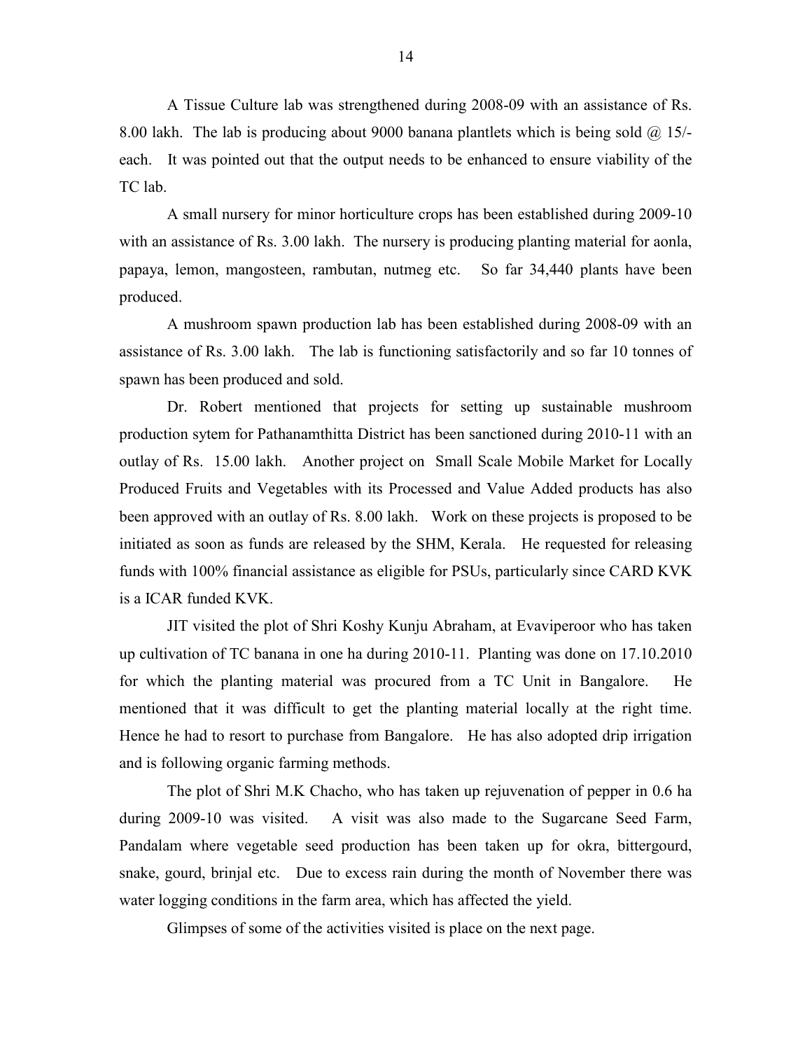A Tissue Culture lab was strengthened during 2008-09 with an assistance of Rs. 8.00 lakh. The lab is producing about 9000 banana plantlets which is being sold @ 15/- each. It was pointed out that the output needs to be enhanced to ensure viability of the TC lab.

A small nursery for minor horticulture crops has been established during 2009-10 with an assistance of Rs. 3.00 lakh. The nursery is producing planting material for aonla, papaya, lemon, mangosteen, rambutan, nutmeg etc. So far 34,440 plants have been produced.

A mushroom spawn production lab has been established during 2008-09 with an assistance of Rs. 3.00 lakh. The lab is functioning satisfactorily and so far 10 tonnes of spawn has been produced and sold.

Dr. Robert mentioned that projects for setting up sustainable mushroom production sytem for Pathanamthitta District has been sanctioned during 2010-11 with an outlay of Rs. 15.00 lakh. Another project on Small Scale Mobile Market for Locally Produced Fruits and Vegetables with its Processed and Value Added products has also been approved with an outlay of Rs. 8.00 lakh. Work on these projects is proposed to be initiated as soon as funds are released by the SHM, Kerala. He requested for releasing funds with 100% financial assistance as eligible for PSUs, particularly since CARD KVK is a ICAR funded KVK.

JIT visited the plot of Shri Koshy Kunju Abraham, at Evaviperoor who has taken up cultivation of TC banana in one ha during 2010-11. Planting was done on 17.10.2010 for which the planting material was procured from a TC Unit in Bangalore. He mentioned that it was difficult to get the planting material locally at the right time. Hence he had to resort to purchase from Bangalore. He has also adopted drip irrigation and is following organic farming methods.

The plot of Shri M.K Chacho, who has taken up rejuvenation of pepper in 0.6 ha during 2009-10 was visited. A visit was also made to the Sugarcane Seed Farm, Pandalam where vegetable seed production has been taken up for okra, bittergourd, snake, gourd, brinjal etc. Due to excess rain during the month of November there was water logging conditions in the farm area, which has affected the yield.

Glimpses of some of the activities visited is place on the next page.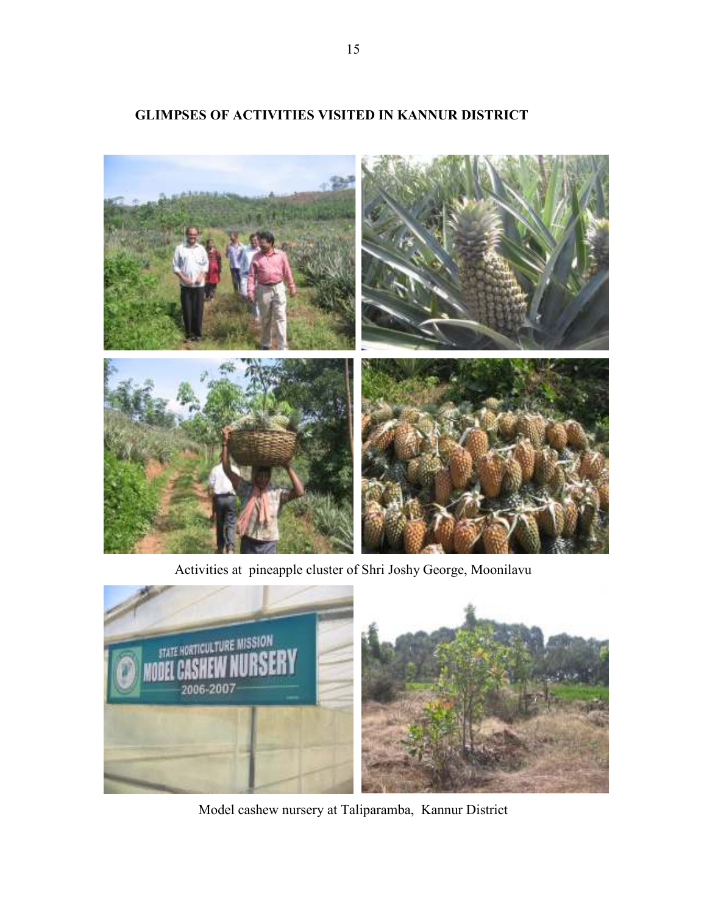## GLIMPSES OF ACTIVITIES VISITED IN KANNUR DISTRICT

Activities at pineapple cluster of Shri Joshy George, Moonilavu

Model cashew nursery at Taliparamba, Kannur District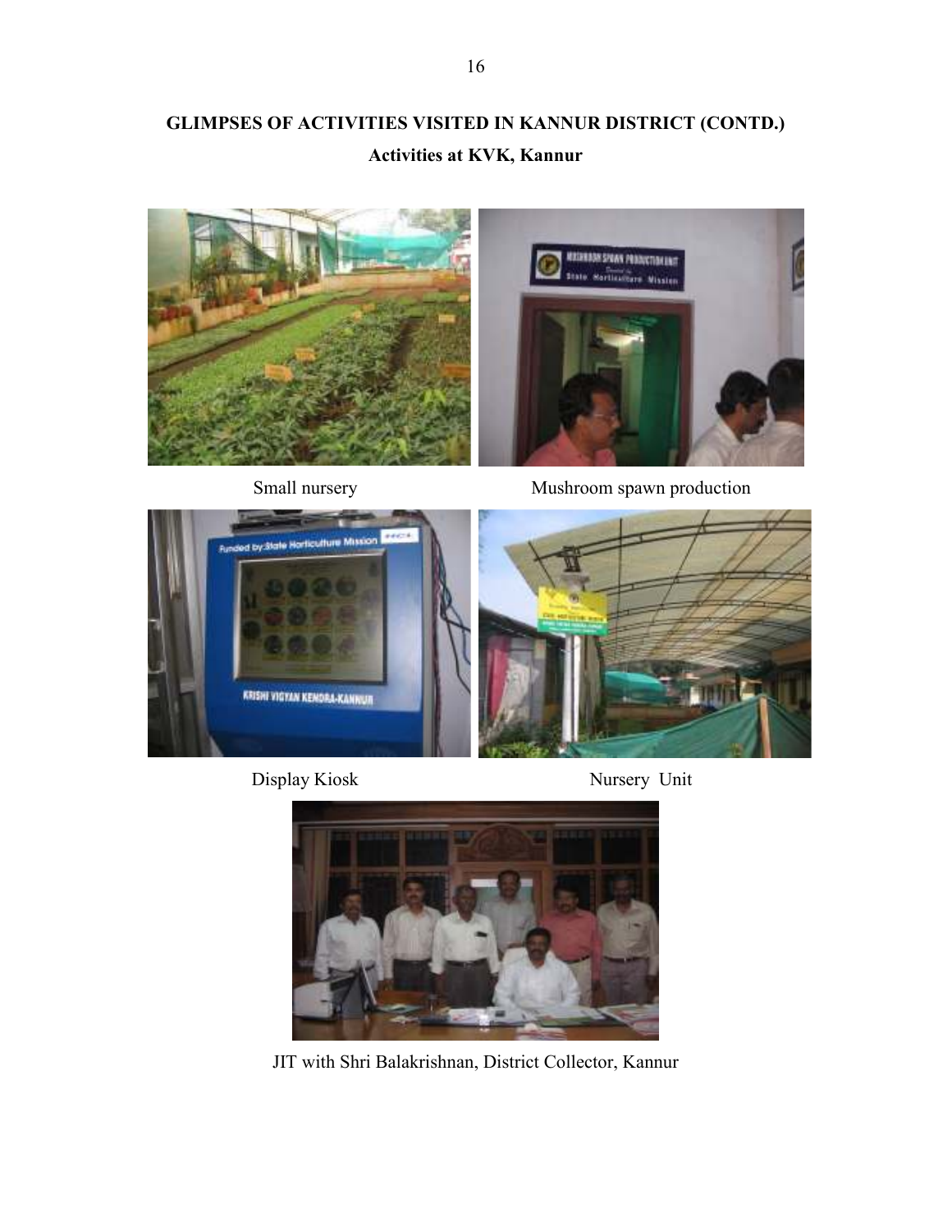**GLIMPSES OF ACTIVITIES VISITED IN KANNUR DISTRICT (CONTD.)**

**Activities at KVK, Kannur**

Small nursery

Mushroom spawn production

Display Kiosk

Nursery Unit

JIT with Shri Balakrishnan, District Collector, Kannur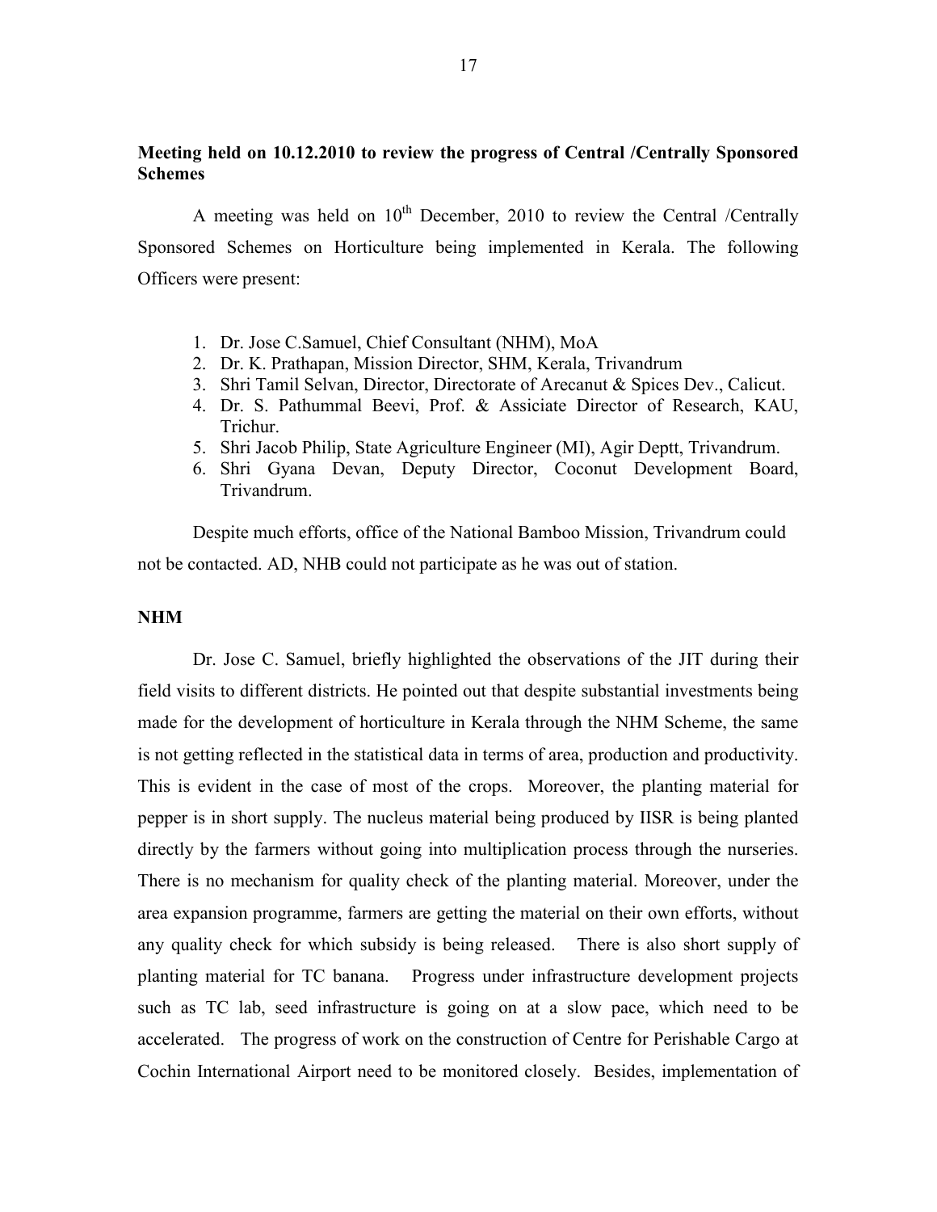**Meeting held on 10.12.2010 to review the progress of Central /Centrally Sponsored Schemes**

A meeting was held on 10th December, 2010 to review the Central /Centrally Sponsored Schemes on Horticulture being implemented in Kerala. The following Officers were present:

1. Dr. Jose C.Samuel, Chief Consultant (NHM), MoA
2. Dr. K. Prathapan, Mission Director, SHM, Kerala, Trivandrum
3. Shri Tamil Selvan, Director, Directorate of Arecanut & Spices Dev., Calicut.
4. Dr. S. Pathummal Beevi, Prof. & Assiciate Director of Research, KAU, Trichur.
5. Shri Jacob Philip, State Agriculture Engineer (MI), Agir Deptt, Trivandrum.
6. Shri Gyana Devan, Deputy Director, Coconut Development Board, Trivandrum.

Despite much efforts, office of the National Bamboo Mission, Trivandrum could not be contacted. AD, NHB could not participate as he was out of station.

**NHM**

Dr. Jose C. Samuel, briefly highlighted the observations of the JIT during their field visits to different districts. He pointed out that despite substantial investments being made for the development of horticulture in Kerala through the NHM Scheme, the same is not getting reflected in the statistical data in terms of area, production and productivity. This is evident in the case of most of the crops. Moreover, the planting material for pepper is in short supply. The nucleus material being produced by IISR is being planted directly by the farmers without going into multiplication process through the nurseries. There is no mechanism for quality check of the planting material. Moreover, under the area expansion programme, farmers are getting the material on their own efforts, without any quality check for which subsidy is being released. There is also short supply of planting material for TC banana. Progress under infrastructure development projects such as TC lab, seed infrastructure is going on at a slow pace, which need to be accelerated. The progress of work on the construction of Centre for Perishable Cargo at Cochin International Airport need to be monitored closely. Besides, implementation of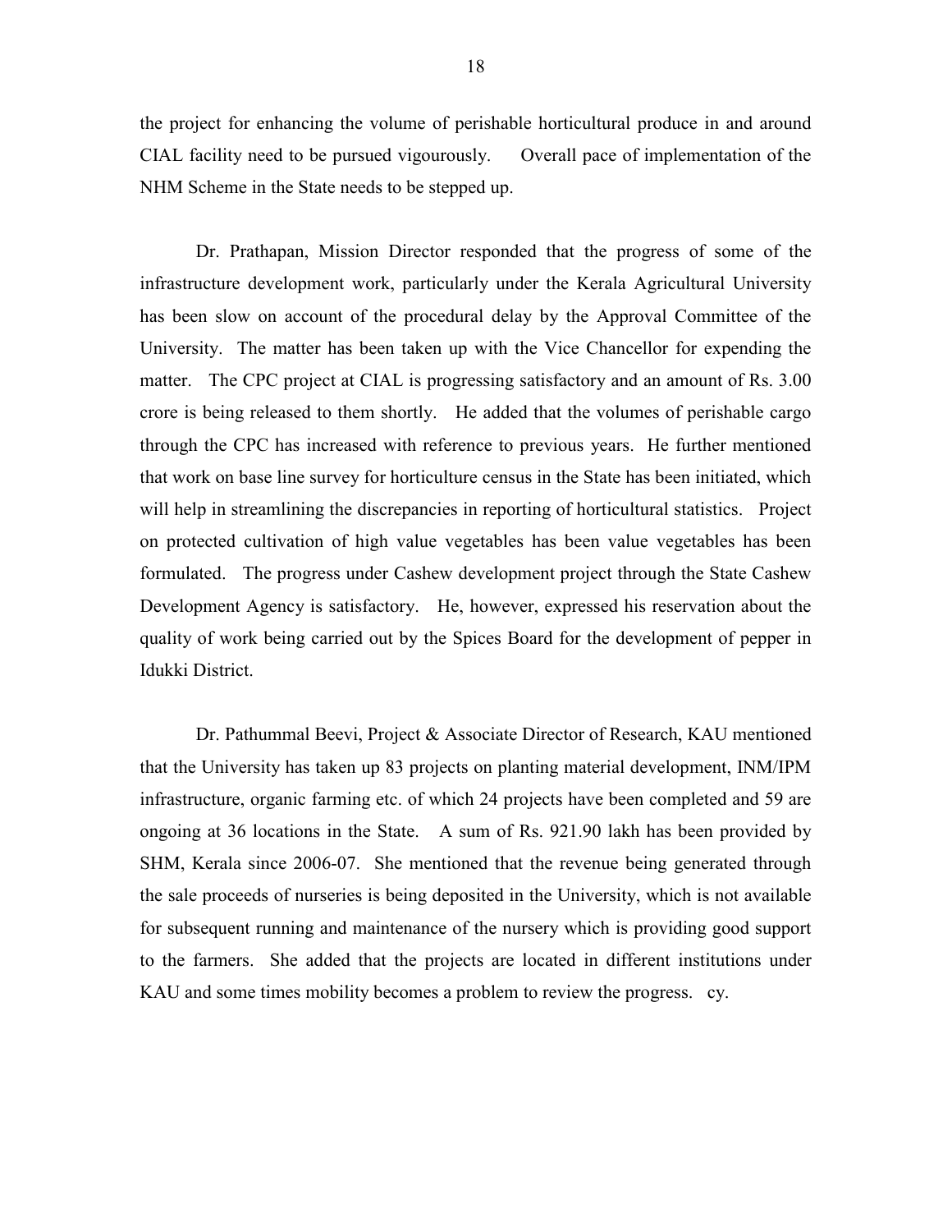the project for enhancing the volume of perishable horticultural produce in and around CIAL facility need to be pursued vigourously. Overall pace of implementation of the NHM Scheme in the State needs to be stepped up.

Dr. Prathapan, Mission Director responded that the progress of some of the infrastructure development work, particularly under the Kerala Agricultural University has been slow on account of the procedural delay by the Approval Committee of the University. The matter has been taken up with the Vice Chancellor for expending the matter. The CPC project at CIAL is progressing satisfactory and an amount of Rs. 3.00 crore is being released to them shortly. He added that the volumes of perishable cargo through the CPC has increased with reference to previous years. He further mentioned that work on base line survey for horticulture census in the State has been initiated, which will help in streamlining the discrepancies in reporting of horticultural statistics. Project on protected cultivation of high value vegetables has been value vegetables has been formulated. The progress under Cashew development project through the State Cashew Development Agency is satisfactory. He, however, expressed his reservation about the quality of work being carried out by the Spices Board for the development of pepper in Idukki District.

Dr. Pathummal Beevi, Project & Associate Director of Research, KAU mentioned that the University has taken up 83 projects on planting material development, INM/IPM infrastructure, organic farming etc. of which 24 projects have been completed and 59 are ongoing at 36 locations in the State. A sum of Rs. 921.90 lakh has been provided by SHM, Kerala since 2006-07. She mentioned that the revenue being generated through the sale proceeds of nurseries is being deposited in the University, which is not available for subsequent running and maintenance of the nursery which is providing good support to the farmers. She added that the projects are located in different institutions under KAU and some times mobility becomes a problem to review the progress. cy.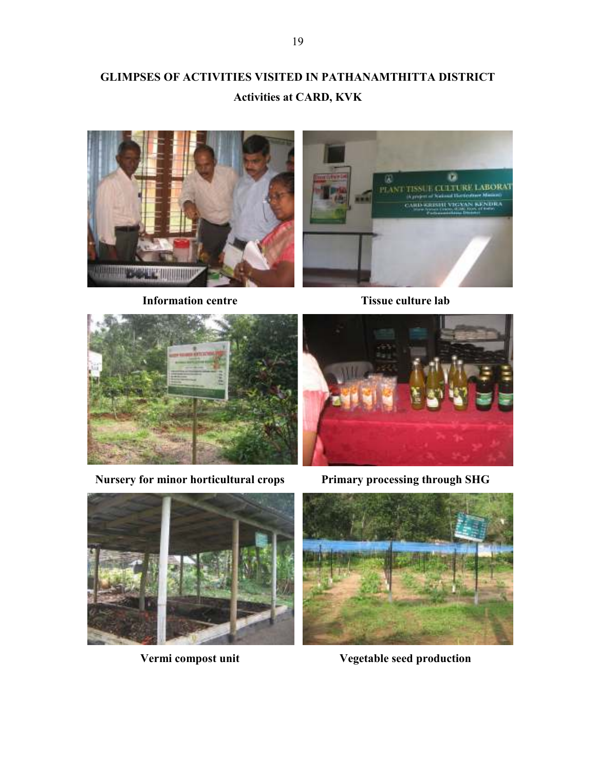# GLIMPSES OF ACTIVITIES VISITED IN PATHANAMTHITTA DISTRICT

## Activities at CARD, KVK

**Information centre**

**Tissue culture lab**

**Nursery for minor horticultural crops**

**Primary processing through SHG**

**Vermi compost unit**

**Vegetable seed production**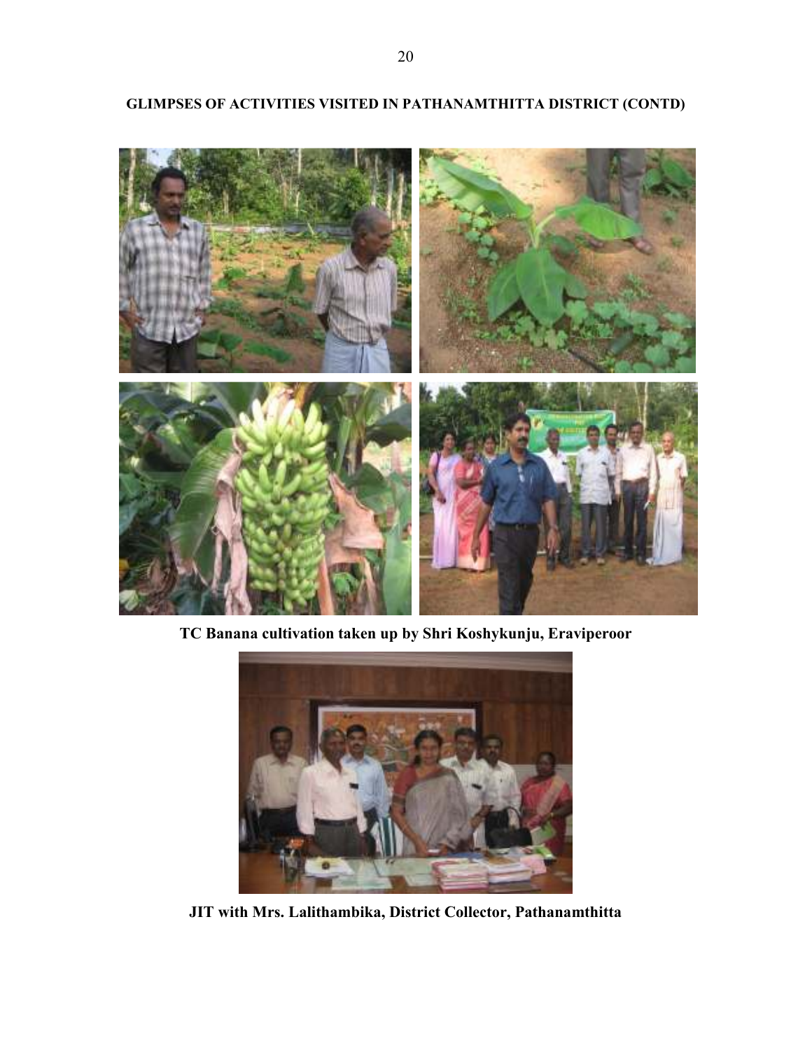**GLIMPSES OF ACTIVITIES VISITED IN PATHANAMTHITTA DISTRICT (CONTD)**

**TC Banana cultivation taken up by Shri Koshykunju, Eraviperoor**

**JIT with Mrs. Lalithambika, District Collector, Pathanamthitta**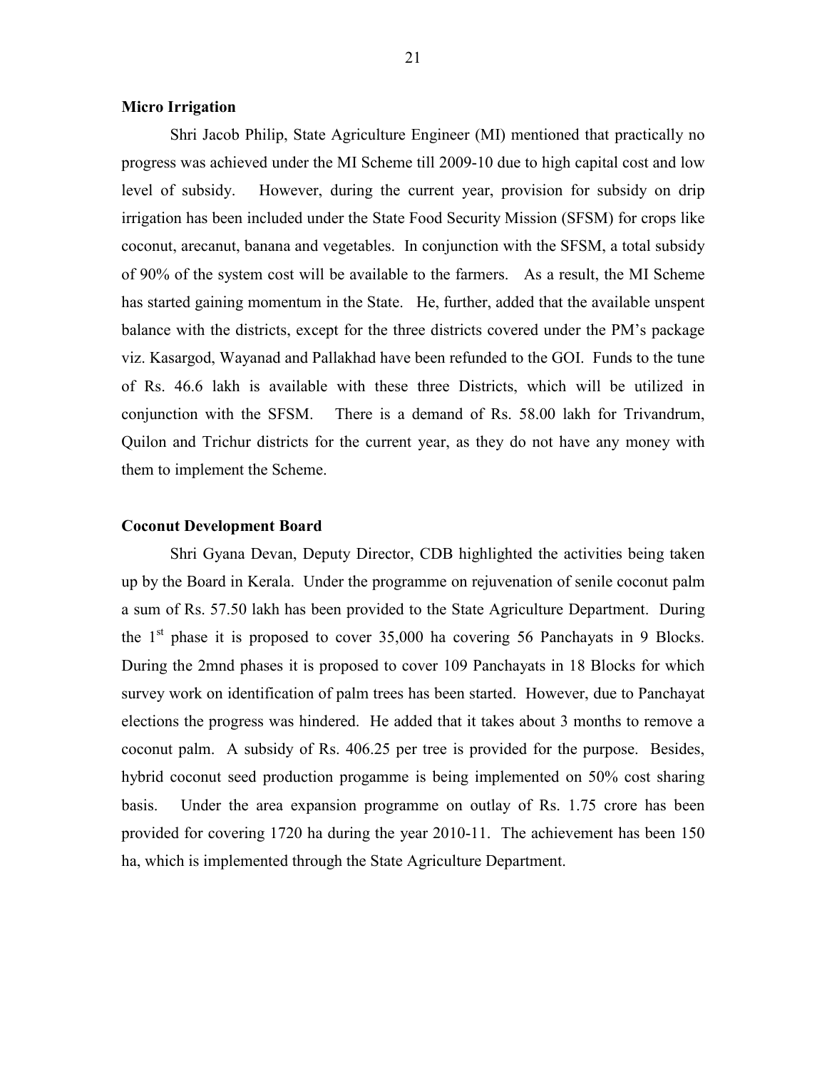**Micro Irrigation**

Shri Jacob Philip, State Agriculture Engineer (MI) mentioned that practically no progress was achieved under the MI Scheme till 2009-10 due to high capital cost and low level of subsidy. However, during the current year, provision for subsidy on drip irrigation has been included under the State Food Security Mission (SFSM) for crops like coconut, arecanut, banana and vegetables. In conjunction with the SFSM, a total subsidy of 90% of the system cost will be available to the farmers. As a result, the MI Scheme has started gaining momentum in the State. He, further, added that the available unspent balance with the districts, except for the three districts covered under the PM's package viz. Kasargod, Wayanad and Pallakhad have been refunded to the GOI. Funds to the tune of Rs. 46.6 lakh is available with these three Districts, which will be utilized in conjunction with the SFSM. There is a demand of Rs. 58.00 lakh for Trivandrum, Quilon and Trichur districts for the current year, as they do not have any money with them to implement the Scheme.

**Coconut Development Board**

Shri Gyana Devan, Deputy Director, CDB highlighted the activities being taken up by the Board in Kerala. Under the programme on rejuvenation of senile coconut palm a sum of Rs. 57.50 lakh has been provided to the State Agriculture Department. During the 1st phase it is proposed to cover 35,000 ha covering 56 Panchayats in 9 Blocks. During the 2mnd phases it is proposed to cover 109 Panchayats in 18 Blocks for which survey work on identification of palm trees has been started. However, due to Panchayat elections the progress was hindered. He added that it takes about 3 months to remove a coconut palm. A subsidy of Rs. 406.25 per tree is provided for the purpose. Besides, hybrid coconut seed production progamme is being implemented on 50% cost sharing basis. Under the area expansion programme on outlay of Rs. 1.75 crore has been provided for covering 1720 ha during the year 2010-11. The achievement has been 150 ha, which is implemented through the State Agriculture Department.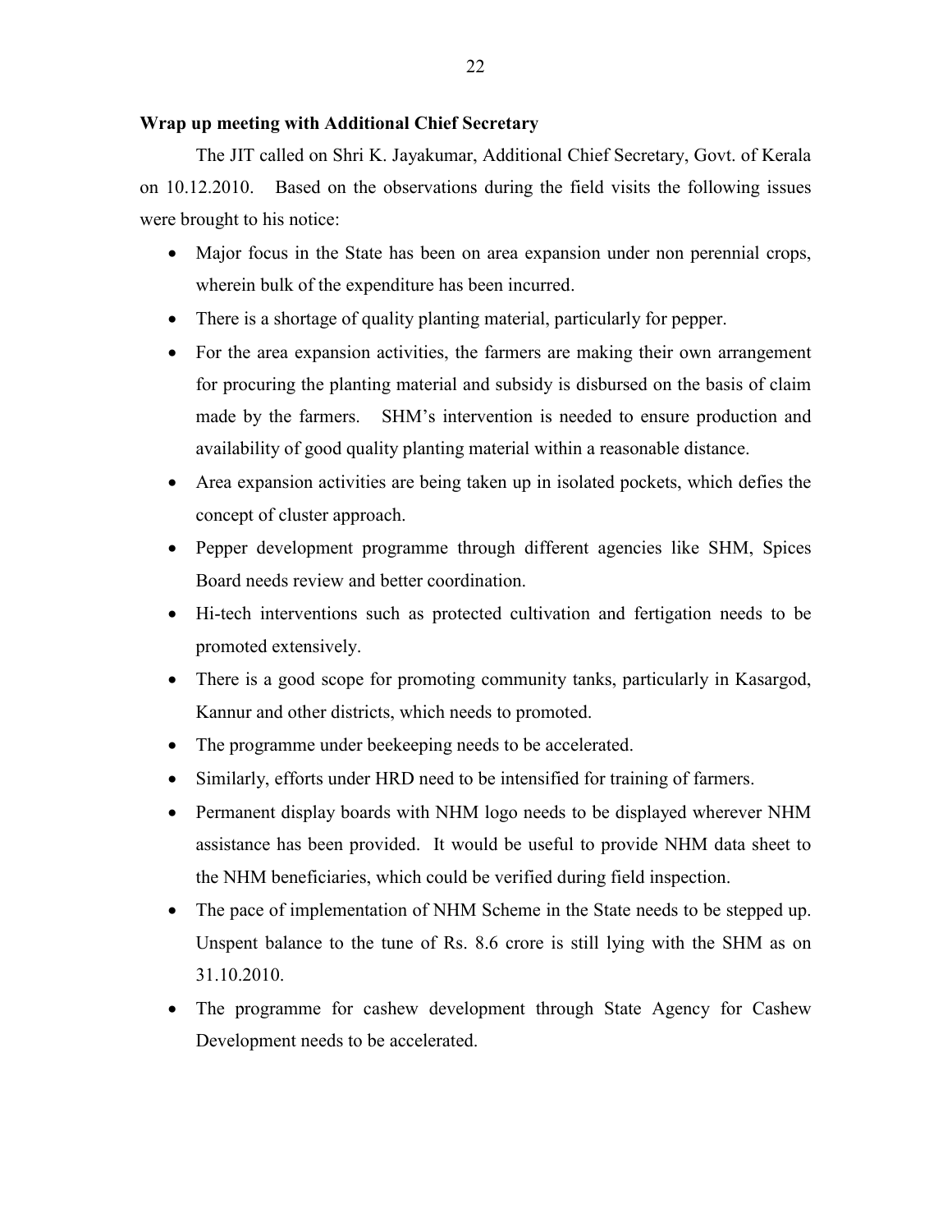**Wrap up meeting with Additional Chief Secretary**

The JIT called on Shri K. Jayakumar, Additional Chief Secretary, Govt. of Kerala on 10.12.2010. Based on the observations during the field visits the following issues were brought to his notice:

- Major focus in the State has been on area expansion under non perennial crops, wherein bulk of the expenditure has been incurred.
- There is a shortage of quality planting material, particularly for pepper.
- For the area expansion activities, the farmers are making their own arrangement for procuring the planting material and subsidy is disbursed on the basis of claim made by the farmers. SHM's intervention is needed to ensure production and availability of good quality planting material within a reasonable distance.
- Area expansion activities are being taken up in isolated pockets, which defies the concept of cluster approach.
- Pepper development programme through different agencies like SHM, Spices Board needs review and better coordination.
- Hi-tech interventions such as protected cultivation and fertigation needs to be promoted extensively.
- There is a good scope for promoting community tanks, particularly in Kasargod, Kannur and other districts, which needs to promoted.
- The programme under beekeeping needs to be accelerated.
- Similarly, efforts under HRD need to be intensified for training of farmers.
- Permanent display boards with NHM logo needs to be displayed wherever NHM assistance has been provided. It would be useful to provide NHM data sheet to the NHM beneficiaries, which could be verified during field inspection.
- The pace of implementation of NHM Scheme in the State needs to be stepped up. Unspent balance to the tune of Rs. 8.6 crore is still lying with the SHM as on 31.10.2010.
- The programme for cashew development through State Agency for Cashew Development needs to be accelerated.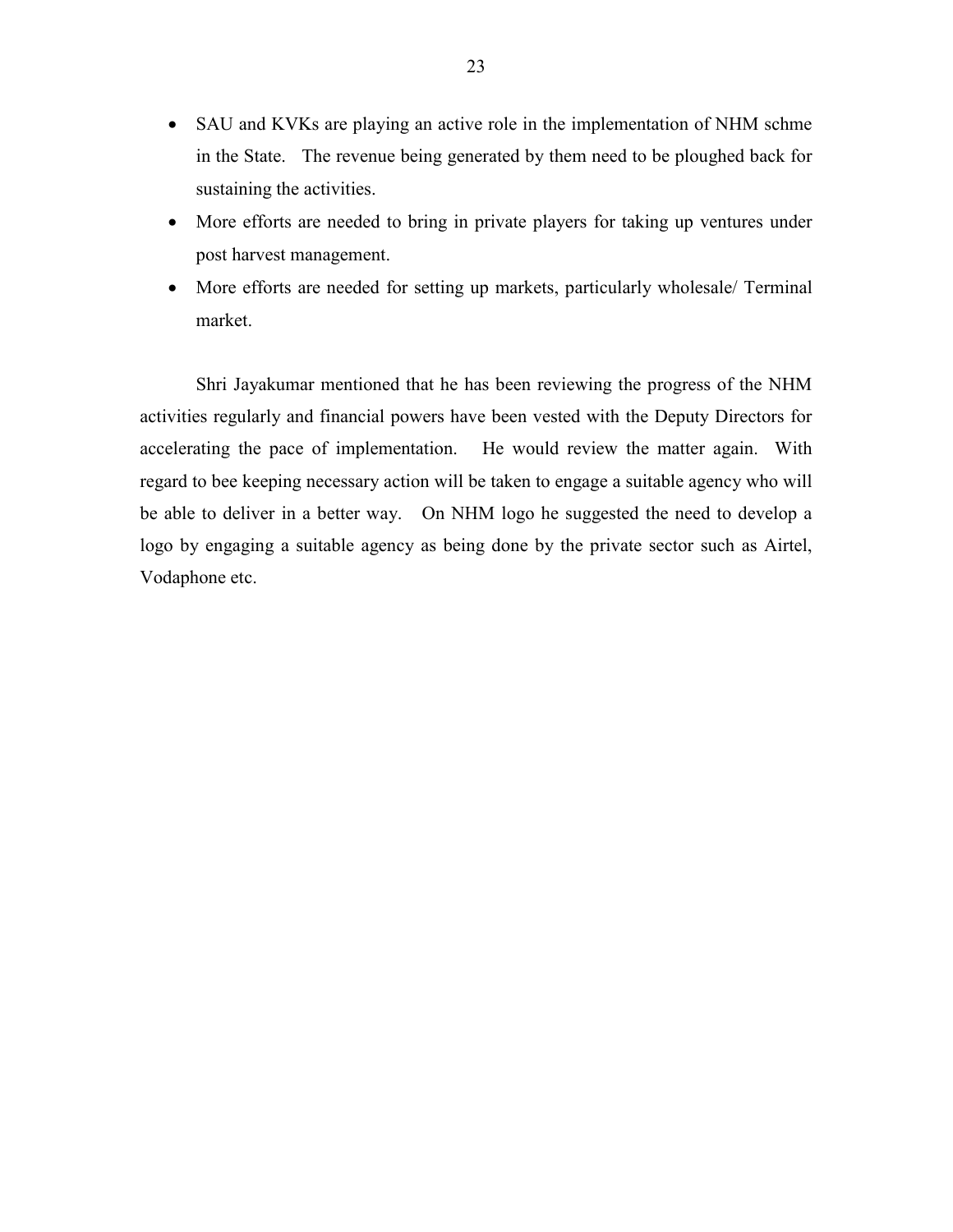- SAU and KVKs are playing an active role in the implementation of NHM schme in the State. The revenue being generated by them need to be ploughed back for sustaining the activities.
- More efforts are needed to bring in private players for taking up ventures under post harvest management.
- More efforts are needed for setting up markets, particularly wholesale/ Terminal market.

Shri Jayakumar mentioned that he has been reviewing the progress of the NHM activities regularly and financial powers have been vested with the Deputy Directors for accelerating the pace of implementation. He would review the matter again. With regard to bee keeping necessary action will be taken to engage a suitable agency who will be able to deliver in a better way. On NHM logo he suggested the need to develop a logo by engaging a suitable agency as being done by the private sector such as Airtel, Vodaphone etc.